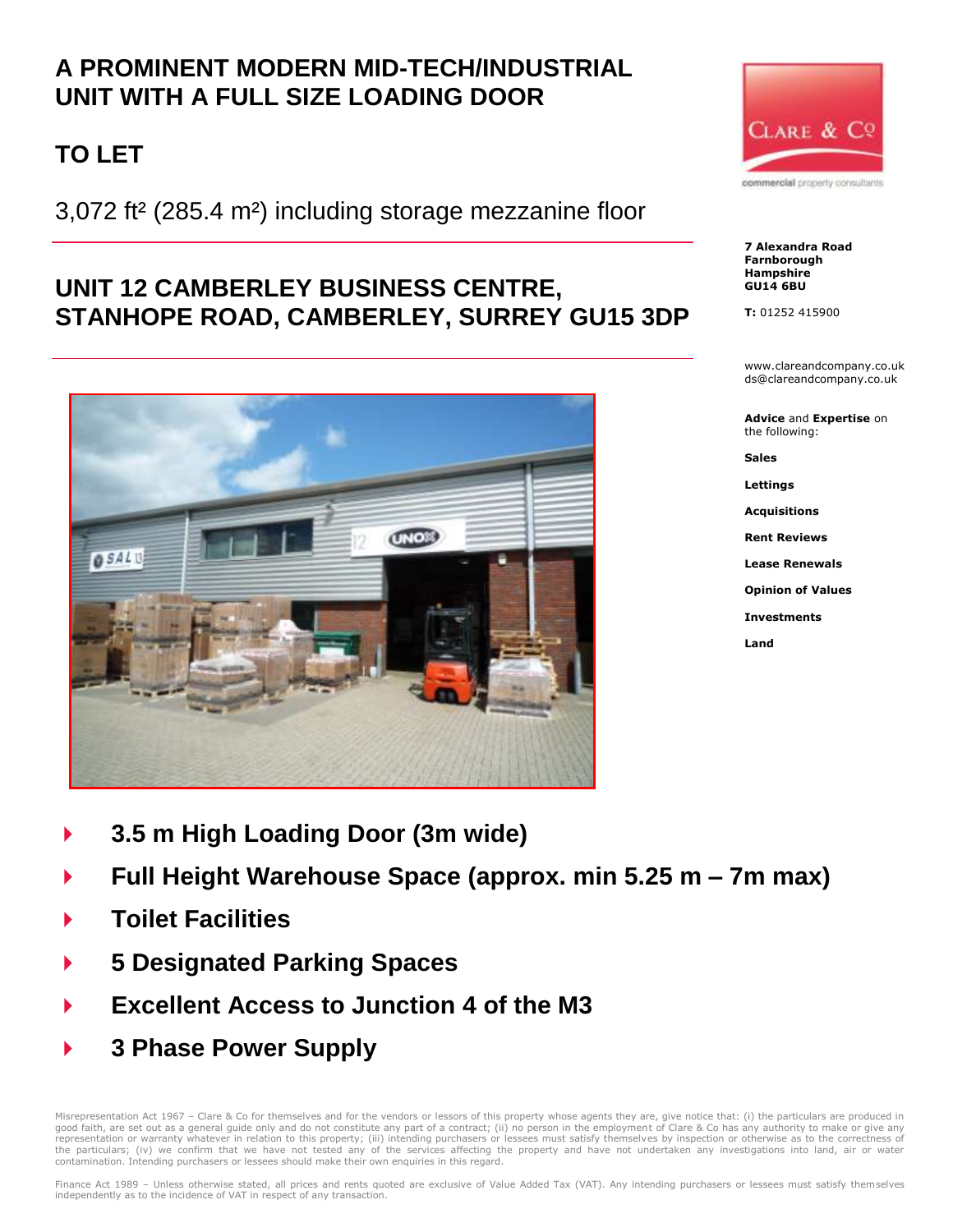# A PROMINENT MODERN MID-TECH/INDUSTRIAL UNIT WITH A FULL SIZE LOADING DOOR

## TO LET

3,072 ft² (285.4 m²) including storage mezzanine floor

## UNIT 12 CAMBERLEY BUSINESS CENTRE, STANHOPE ROAD, CAMBERLEY, SURREY GU15 3DP

Clare & Co
commercial property consultants

**7 Alexandra Road**
**Farnborough**
**Hampshire**
**GU14 6BU**

**T:** 01252 415900

www.clareandcompany.co.uk
ds@clareandcompany.co.uk

**Advice** and **Expertise** on the following:

**Sales**

**Lettings**

**Acquisitions**

**Rent Reviews**

**Lease Renewals**

**Opinion of Values**

**Investments**

**Land**

- **3.5 m High Loading Door (3m wide)**
- **Full Height Warehouse Space (approx. min 5.25 m – 7m max)**
- **Toilet Facilities**
- **5 Designated Parking Spaces**
- **Excellent Access to Junction 4 of the M3**
- **3 Phase Power Supply**

Misrepresentation Act 1967 – Clare & Co for themselves and for the vendors or lessors of this property whose agents they are, give notice that: (i) the particulars are produced in good faith, are set out as a general guide only and do not constitute any part of a contract; (ii) no person in the employment of Clare & Co has any authority to make or give any representation or warranty whatever in relation to this property; (iii) intending purchasers or lessees must satisfy themselves by inspection or otherwise as to the correctness of the particulars; (iv) we confirm that we have not tested any of the services affecting the property and have not undertaken any investigations into land, air or water contamination. Intending purchasers or lessees should make their own enquiries in this regard.

Finance Act 1989 – Unless otherwise stated, all prices and rents quoted are exclusive of Value Added Tax (VAT). Any intending purchasers or lessees must satisfy themselves independently as to the incidence of VAT in respect of any transaction.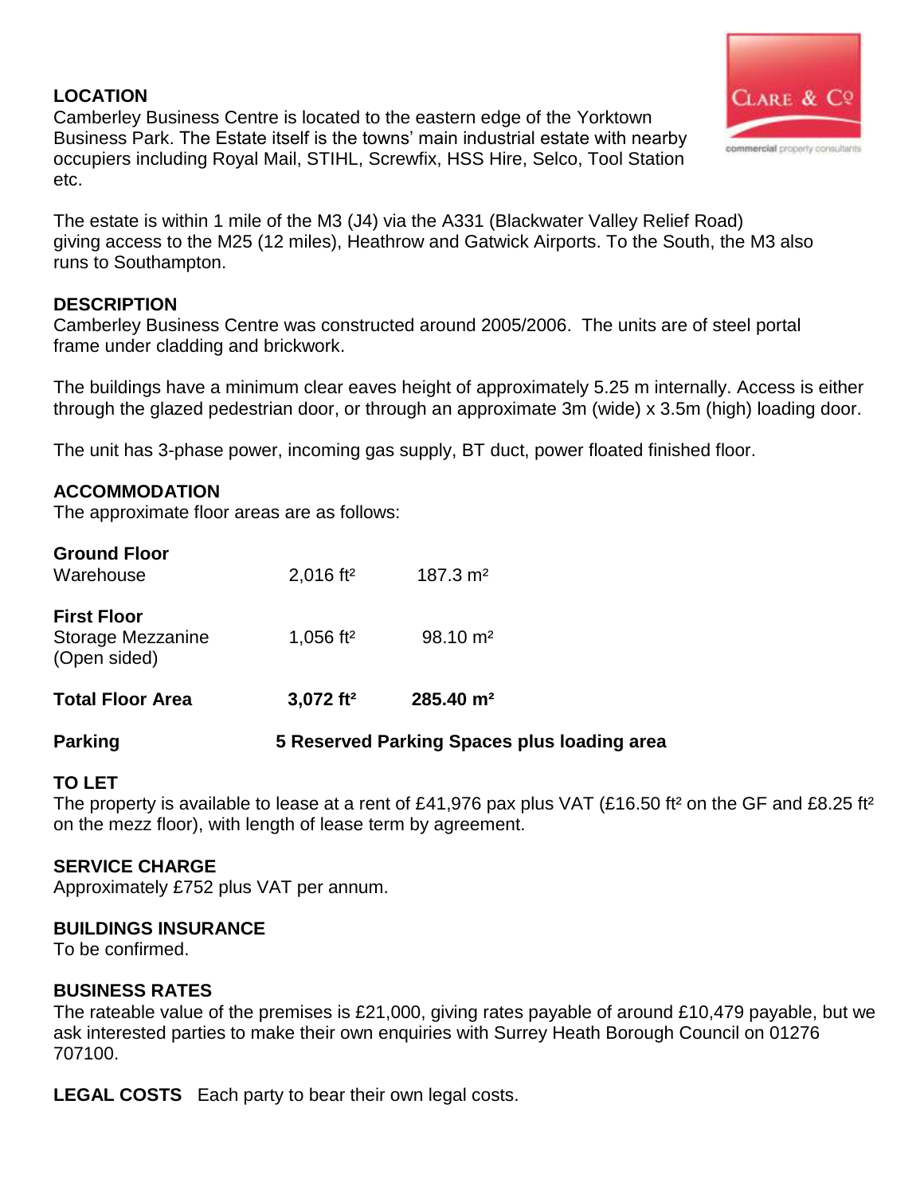## LOCATION

Camberley Business Centre is located to the eastern edge of the Yorktown Business Park. The Estate itself is the towns' main industrial estate with nearby occupiers including Royal Mail, STIHL, Screwfix, HSS Hire, Selco, Tool Station etc.

The estate is within 1 mile of the M3 (J4) via the A331 (Blackwater Valley Relief Road) giving access to the M25 (12 miles), Heathrow and Gatwick Airports. To the South, the M3 also runs to Southampton.

## DESCRIPTION

Camberley Business Centre was constructed around 2005/2006. The units are of steel portal frame under cladding and brickwork.

The buildings have a minimum clear eaves height of approximately 5.25 m internally. Access is either through the glazed pedestrian door, or through an approximate 3m (wide) x 3.5m (high) loading door.

The unit has 3-phase power, incoming gas supply, BT duct, power floated finished floor.

## ACCOMMODATION

The approximate floor areas are as follows:

| | | |
|---|---|---|
| **Ground Floor** | | |
| Warehouse | 2,016 ft² | 187.3 m² |
| **First Floor** | | |
| Storage Mezzanine (Open sided) | 1,056 ft² | 98.10 m² |
| **Total Floor Area** | **3,072 ft²** | **285.40 m²** |
| **Parking** | **5 Reserved Parking Spaces plus loading area** | |

## TO LET

The property is available to lease at a rent of £41,976 pax plus VAT (£16.50 ft² on the GF and £8.25 ft² on the mezz floor), with length of lease term by agreement.

## SERVICE CHARGE

Approximately £752 plus VAT per annum.

## BUILDINGS INSURANCE

To be confirmed.

## BUSINESS RATES

The rateable value of the premises is £21,000, giving rates payable of around £10,479 payable, but we ask interested parties to make their own enquiries with Surrey Heath Borough Council on 01276 707100.

**LEGAL COSTS** Each party to bear their own legal costs.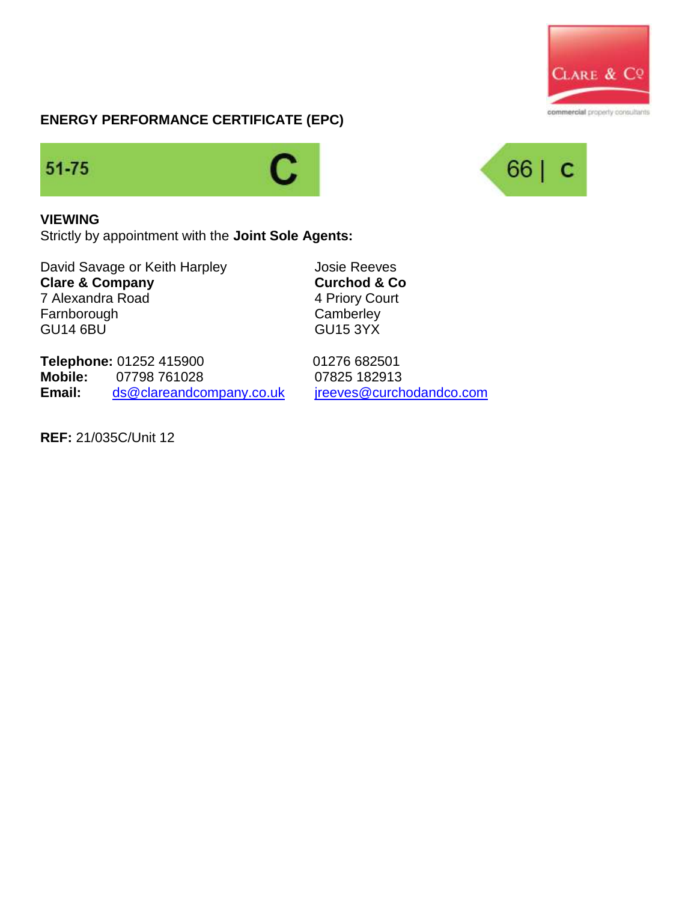## ENERGY PERFORMANCE CERTIFICATE (EPC)

51-75 C

66 | C

**VIEWING**

Strictly by appointment with the **Joint Sole Agents:**

| | |
|---|---|
| David Savage or Keith Harpley | Josie Reeves |
| **Clare & Company** | **Curchod & Co** |
| 7 Alexandra Road | 4 Priory Court |
| Farnborough | Camberley |
| GU14 6BU | GU15 3YX |

**Telephone:** 01252 415900 — 01276 682501

**Mobile:** 07798 761028 — 07825 182913

**Email:** ds@clareandcompany.co.uk — jreeves@curchodandco.com

**REF:** 21/035C/Unit 12